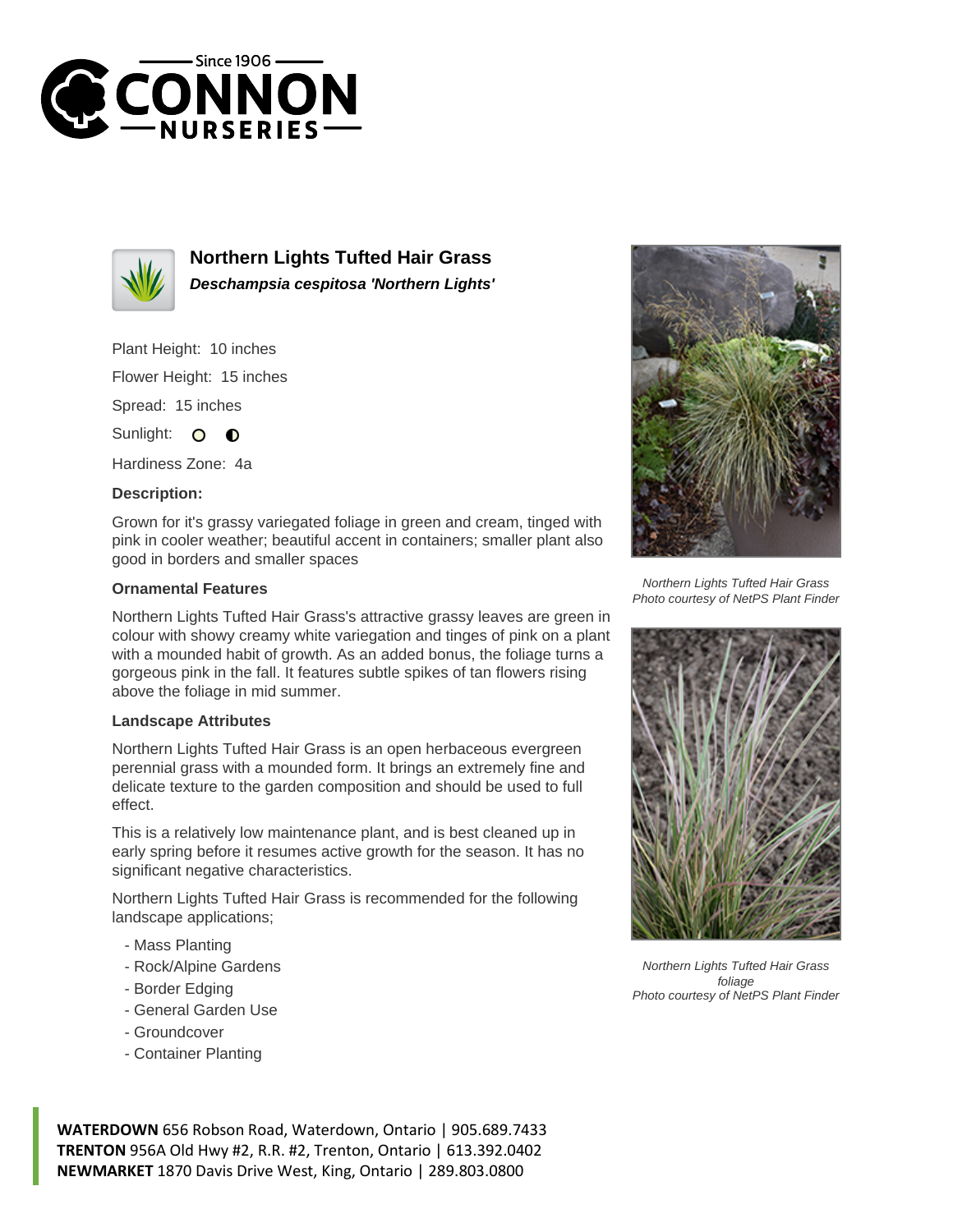# Northern Lights Tufted Hair Grass

***Deschampsia cespitosa 'Northern Lights'***

Plant Height: 10 inches

Flower Height: 15 inches

Spread: 15 inches

Sunlight:

Hardiness Zone: 4a

**Description:**

Grown for it's grassy variegated foliage in green and cream, tinged with pink in cooler weather; beautiful accent in containers; smaller plant also good in borders and smaller spaces

### Ornamental Features

Northern Lights Tufted Hair Grass's attractive grassy leaves are green in colour with showy creamy white variegation and tinges of pink on a plant with a mounded habit of growth. As an added bonus, the foliage turns a gorgeous pink in the fall. It features subtle spikes of tan flowers rising above the foliage in mid summer.

### Landscape Attributes

Northern Lights Tufted Hair Grass is an open herbaceous evergreen perennial grass with a mounded form. It brings an extremely fine and delicate texture to the garden composition and should be used to full effect.

This is a relatively low maintenance plant, and is best cleaned up in early spring before it resumes active growth for the season. It has no significant negative characteristics.

Northern Lights Tufted Hair Grass is recommended for the following landscape applications;

- Mass Planting
- Rock/Alpine Gardens
- Border Edging
- General Garden Use
- Groundcover
- Container Planting

*Northern Lights Tufted Hair Grass*
*Photo courtesy of NetPS Plant Finder*

*Northern Lights Tufted Hair Grass foliage*
*Photo courtesy of NetPS Plant Finder*

**WATERDOWN** 656 Robson Road, Waterdown, Ontario | 905.689.7433
**TRENTON** 956A Old Hwy #2, R.R. #2, Trenton, Ontario | 613.392.0402
**NEWMARKET** 1870 Davis Drive West, King, Ontario | 289.803.0800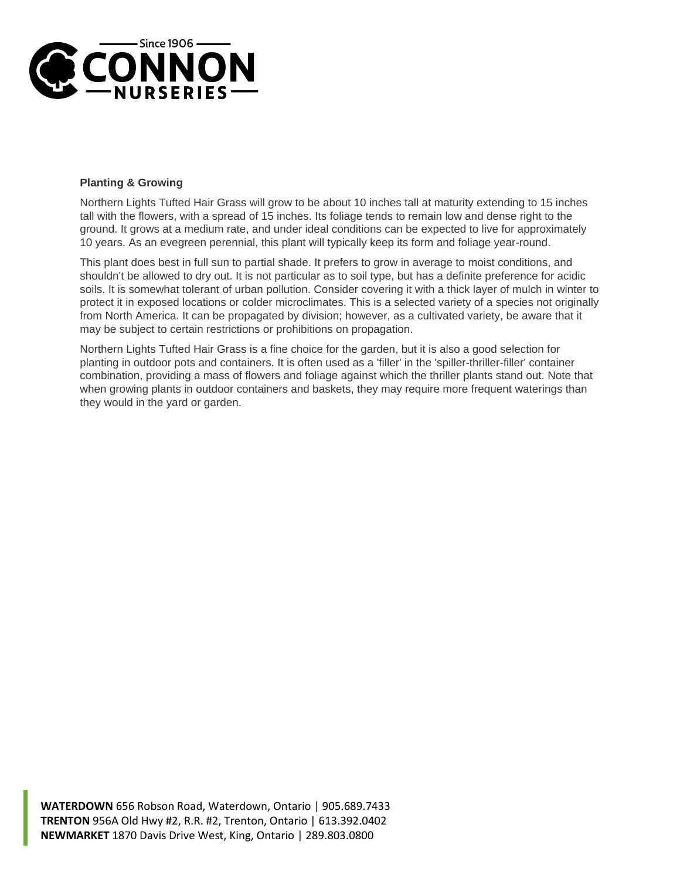**Planting & Growing**

Northern Lights Tufted Hair Grass will grow to be about 10 inches tall at maturity extending to 15 inches tall with the flowers, with a spread of 15 inches. Its foliage tends to remain low and dense right to the ground. It grows at a medium rate, and under ideal conditions can be expected to live for approximately 10 years. As an evegreen perennial, this plant will typically keep its form and foliage year-round.

This plant does best in full sun to partial shade. It prefers to grow in average to moist conditions, and shouldn't be allowed to dry out. It is not particular as to soil type, but has a definite preference for acidic soils. It is somewhat tolerant of urban pollution. Consider covering it with a thick layer of mulch in winter to protect it in exposed locations or colder microclimates. This is a selected variety of a species not originally from North America. It can be propagated by division; however, as a cultivated variety, be aware that it may be subject to certain restrictions or prohibitions on propagation.

Northern Lights Tufted Hair Grass is a fine choice for the garden, but it is also a good selection for planting in outdoor pots and containers. It is often used as a 'filler' in the 'spiller-thriller-filler' container combination, providing a mass of flowers and foliage against which the thriller plants stand out. Note that when growing plants in outdoor containers and baskets, they may require more frequent waterings than they would in the yard or garden.